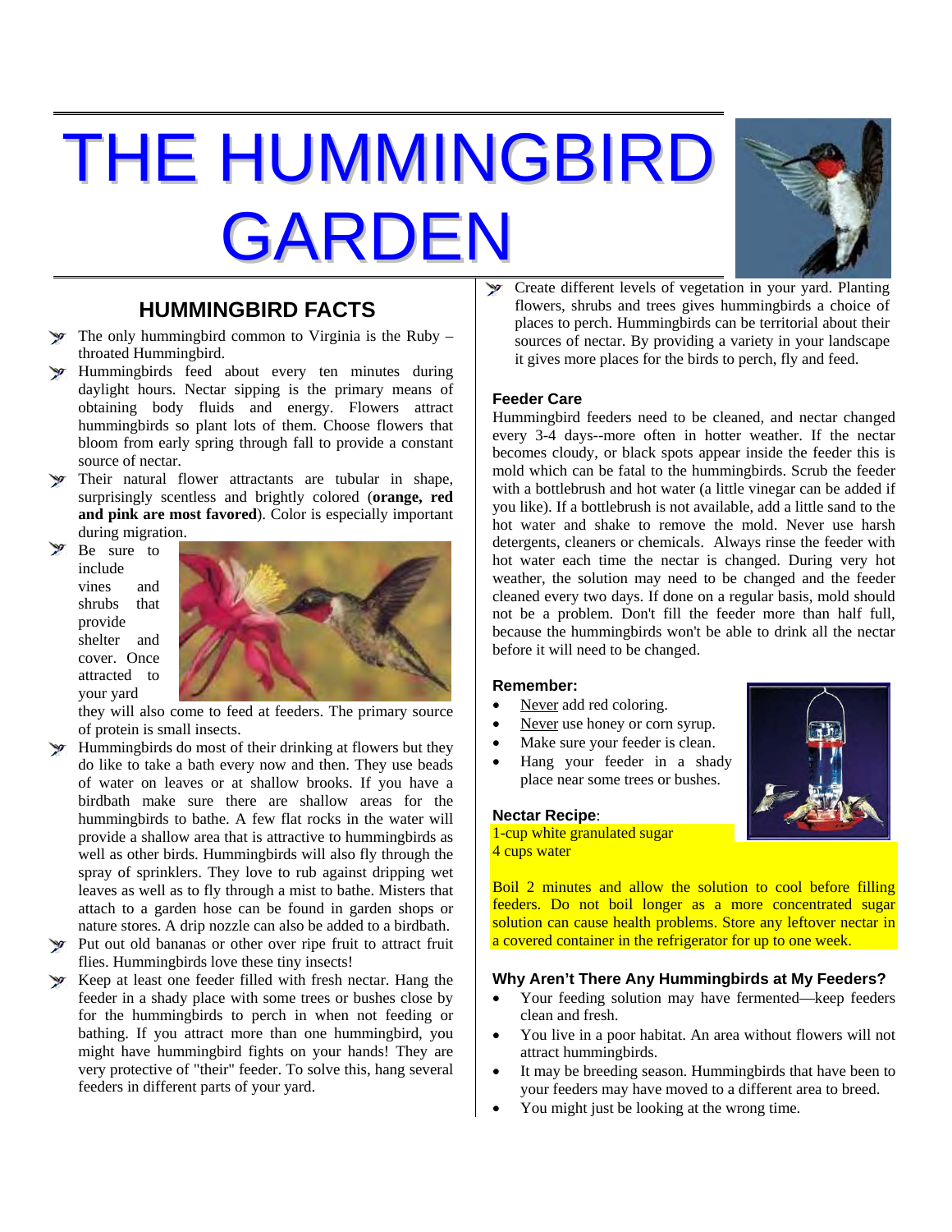# THE HUMMINGBIRD GARDEN

## HUMMINGBIRD FACTS

- The only hummingbird common to Virginia is the Ruby – throated Hummingbird.
- Hummingbirds feed about every ten minutes during daylight hours. Nectar sipping is the primary means of obtaining body fluids and energy. Flowers attract hummingbirds so plant lots of them. Choose flowers that bloom from early spring through fall to provide a constant source of nectar.
- Their natural flower attractants are tubular in shape, surprisingly scentless and brightly colored (**orange, red and pink are most favored**). Color is especially important during migration.
- Be sure to include vines and shrubs that provide shelter and cover. Once attracted to your yard they will also come to feed at feeders. The primary source of protein is small insects.
- Hummingbirds do most of their drinking at flowers but they do like to take a bath every now and then. They use beads of water on leaves or at shallow brooks. If you have a birdbath make sure there are shallow areas for the hummingbirds to bathe. A few flat rocks in the water will provide a shallow area that is attractive to hummingbirds as well as other birds. Hummingbirds will also fly through the spray of sprinklers. They love to rub against dripping wet leaves as well as to fly through a mist to bathe. Misters that attach to a garden hose can be found in garden shops or nature stores. A drip nozzle can also be added to a birdbath.
- Put out old bananas or other over ripe fruit to attract fruit flies. Hummingbirds love these tiny insects!
- Keep at least one feeder filled with fresh nectar. Hang the feeder in a shady place with some trees or bushes close by for the hummingbirds to perch in when not feeding or bathing. If you attract more than one hummingbird, you might have hummingbird fights on your hands! They are very protective of "their" feeder. To solve this, hang several feeders in different parts of your yard.
- Create different levels of vegetation in your yard. Planting flowers, shrubs and trees gives hummingbirds a choice of places to perch. Hummingbirds can be territorial about their sources of nectar. By providing a variety in your landscape it gives more places for the birds to perch, fly and feed.

### Feeder Care

Hummingbird feeders need to be cleaned, and nectar changed every 3-4 days--more often in hotter weather. If the nectar becomes cloudy, or black spots appear inside the feeder this is mold which can be fatal to the hummingbirds. Scrub the feeder with a bottlebrush and hot water (a little vinegar can be added if you like). If a bottlebrush is not available, add a little sand to the hot water and shake to remove the mold. Never use harsh detergents, cleaners or chemicals. Always rinse the feeder with hot water each time the nectar is changed. During very hot weather, the solution may need to be changed and the feeder cleaned every two days. If done on a regular basis, mold should not be a problem. Don't fill the feeder more than half full, because the hummingbirds won't be able to drink all the nectar before it will need to be changed.

### Remember:

- Never add red coloring.
- Never use honey or corn syrup.
- Make sure your feeder is clean.
- Hang your feeder in a shady place near some trees or bushes.

### Nectar Recipe:

1-cup white granulated sugar
4 cups water

Boil 2 minutes and allow the solution to cool before filling feeders. Do not boil longer as a more concentrated sugar solution can cause health problems. Store any leftover nectar in a covered container in the refrigerator for up to one week.

### Why Aren't There Any Hummingbirds at My Feeders?

- Your feeding solution may have fermented—keep feeders clean and fresh.
- You live in a poor habitat. An area without flowers will not attract hummingbirds.
- It may be breeding season. Hummingbirds that have been to your feeders may have moved to a different area to breed.
- You might just be looking at the wrong time.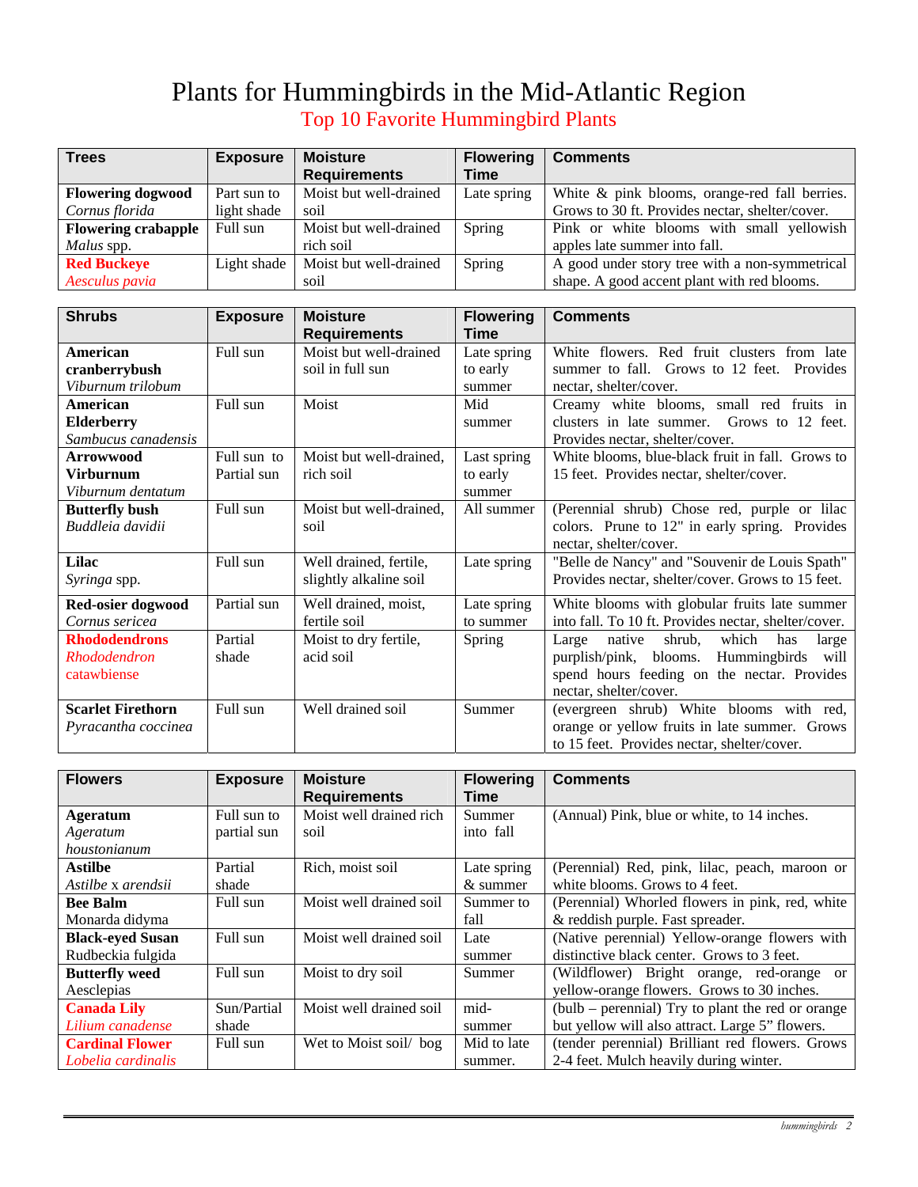# Plants for Hummingbirds in the Mid-Atlantic Region

## Top 10 Favorite Hummingbird Plants

| Trees | Exposure | Moisture Requirements | Flowering Time | Comments |
|---|---|---|---|---|
| **Flowering dogwood** *Cornus florida* | Part sun to light shade | Moist but well-drained soil | Late spring | White & pink blooms, orange-red fall berries. Grows to 30 ft. Provides nectar, shelter/cover. |
| **Flowering crabapple** *Malus* spp. | Full sun | Moist but well-drained rich soil | Spring | Pink or white blooms with small yellowish apples late summer into fall. |
| **Red Buckeye** *Aesculus pavia* | Light shade | Moist but well-drained soil | Spring | A good under story tree with a non-symmetrical shape. A good accent plant with red blooms. |

| Shrubs | Exposure | Moisture Requirements | Flowering Time | Comments |
|---|---|---|---|---|
| **American cranberrybush** *Viburnum trilobum* | Full sun | Moist but well-drained soil in full sun | Late spring to early summer | White flowers. Red fruit clusters from late summer to fall. Grows to 12 feet. Provides nectar, shelter/cover. |
| **American Elderberry** *Sambucus canadensis* | Full sun | Moist | Mid summer | Creamy white blooms, small red fruits in clusters in late summer. Grows to 12 feet. Provides nectar, shelter/cover. |
| **Arrowwood Virburnum** *Viburnum dentatum* | Full sun to Partial sun | Moist but well-drained, rich soil | Last spring to early summer | White blooms, blue-black fruit in fall. Grows to 15 feet. Provides nectar, shelter/cover. |
| **Butterfly bush** *Buddleia davidii* | Full sun | Moist but well-drained, soil | All summer | (Perennial shrub) Chose red, purple or lilac colors. Prune to 12" in early spring. Provides nectar, shelter/cover. |
| **Lilac** *Syringa* spp. | Full sun | Well drained, fertile, slightly alkaline soil | Late spring | "Belle de Nancy" and "Souvenir de Louis Spath" Provides nectar, shelter/cover. Grows to 15 feet. |
| **Red-osier dogwood** *Cornus sericea* | Partial sun | Well drained, moist, fertile soil | Late spring to summer | White blooms with globular fruits late summer into fall. To 10 ft. Provides nectar, shelter/cover. |
| **Rhododendrons** *Rhododendron catawbiense* | Partial shade | Moist to dry fertile, acid soil | Spring | Large native shrub, which has large purplish/pink, blooms. Hummingbirds will spend hours feeding on the nectar. Provides nectar, shelter/cover. |
| **Scarlet Firethorn** *Pyracantha coccinea* | Full sun | Well drained soil | Summer | (evergreen shrub) White blooms with red, orange or yellow fruits in late summer. Grows to 15 feet. Provides nectar, shelter/cover. |

| Flowers | Exposure | Moisture Requirements | Flowering Time | Comments |
|---|---|---|---|---|
| **Ageratum** *Ageratum houstonianum* | Full sun to partial sun | Moist well drained rich soil | Summer into fall | (Annual) Pink, blue or white, to 14 inches. |
| **Astilbe** *Astilbe* x *arendsii* | Partial shade | Rich, moist soil | Late spring & summer | (Perennial) Red, pink, lilac, peach, maroon or white blooms. Grows to 4 feet. |
| **Bee Balm** Monarda didyma | Full sun | Moist well drained soil | Summer to fall | (Perennial) Whorled flowers in pink, red, white & reddish purple. Fast spreader. |
| **Black-eyed Susan** Rudbeckia fulgida | Full sun | Moist well drained soil | Late summer | (Native perennial) Yellow-orange flowers with distinctive black center. Grows to 3 feet. |
| **Butterfly weed** Aesclepias | Full sun | Moist to dry soil | Summer | (Wildflower) Bright orange, red-orange or yellow-orange flowers. Grows to 30 inches. |
| **Canada Lily** *Lilium canadense* | Sun/Partial shade | Moist well drained soil | mid-summer | (bulb – perennial) Try to plant the red or orange but yellow will also attract. Large 5" flowers. |
| **Cardinal Flower** *Lobelia cardinalis* | Full sun | Wet to Moist soil/ bog | Mid to late summer. | (tender perennial) Brilliant red flowers. Grows 2-4 feet. Mulch heavily during winter. |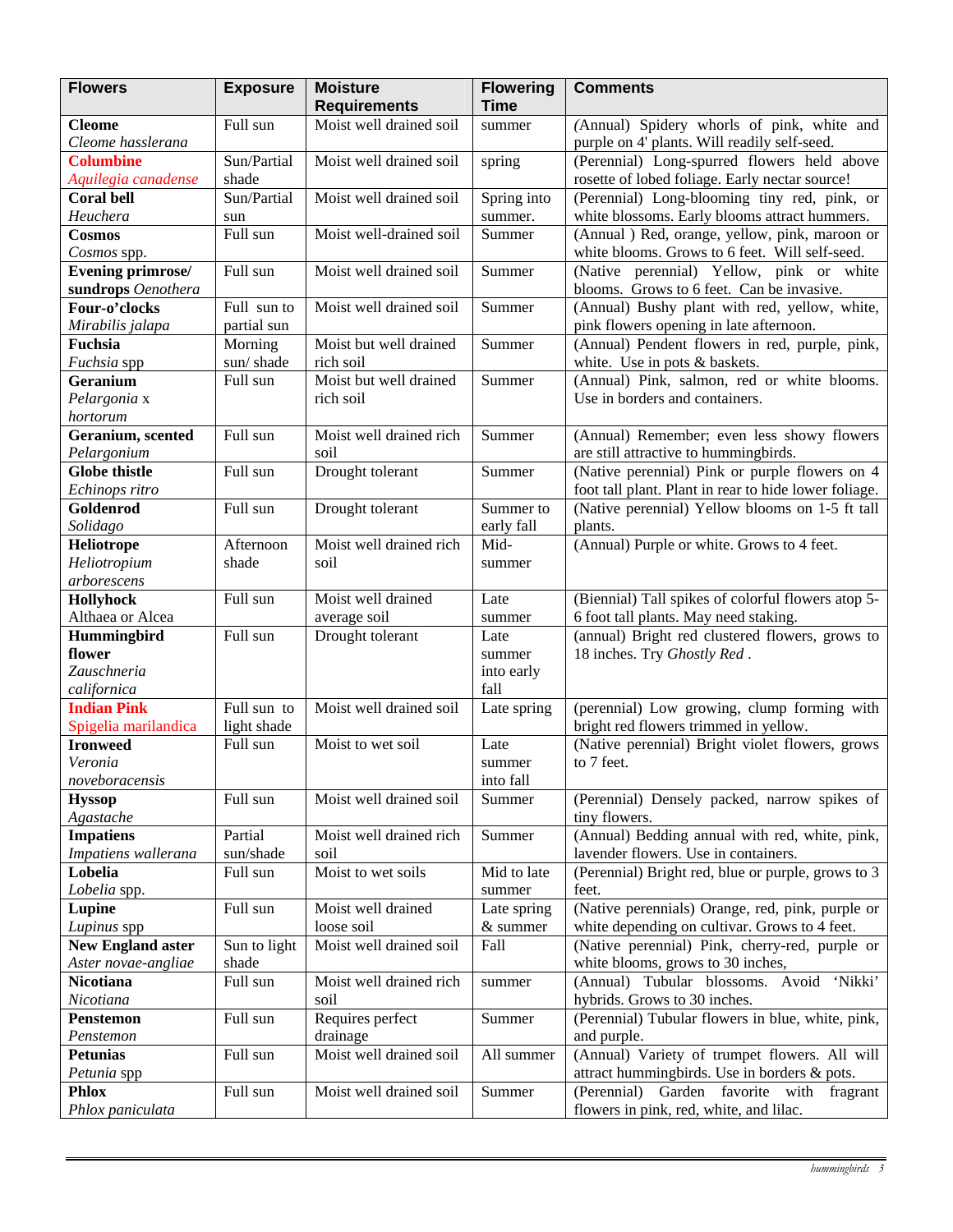| Flowers | Exposure | Moisture Requirements | Flowering Time | Comments |
|---|---|---|---|---|
| **Cleome** *Cleome hasslerana* | Full sun | Moist well drained soil | summer | *(*Annual) Spidery whorls of pink, white and purple on 4' plants. Will readily self-seed. |
| **Columbine** *Aquilegia canadense* | Sun/Partial shade | Moist well drained soil | spring | (Perennial) Long-spurred flowers held above rosette of lobed foliage. Early nectar source! |
| **Coral bell** *Heuchera* | Sun/Partial sun | Moist well drained soil | Spring into summer. | (Perennial) Long-blooming tiny red, pink, or white blossoms. Early blooms attract hummers. |
| **Cosmos** *Cosmos* spp. | Full sun | Moist well-drained soil | Summer | (Annual ) Red, orange, yellow, pink, maroon or white blooms. Grows to 6 feet. Will self-seed. |
| **Evening primrose/ sundrops** *Oenothera* | Full sun | Moist well drained soil | Summer | (Native perennial) Yellow, pink or white blooms. Grows to 6 feet. Can be invasive. |
| **Four-o'clocks** *Mirabilis jalapa* | Full sun to partial sun | Moist well drained soil | Summer | (Annual) Bushy plant with red, yellow, white, pink flowers opening in late afternoon. |
| **Fuchsia** *Fuchsia* spp | Morning sun/ shade | Moist but well drained rich soil | Summer | (Annual) Pendent flowers in red, purple, pink, white. Use in pots & baskets. |
| **Geranium** *Pelargonia* x *hortorum* | Full sun | Moist but well drained rich soil | Summer | (Annual) Pink, salmon, red or white blooms. Use in borders and containers. |
| **Geranium, scented** *Pelargonium* | Full sun | Moist well drained rich soil | Summer | (Annual) Remember; even less showy flowers are still attractive to hummingbirds. |
| **Globe thistle** *Echinops ritro* | Full sun | Drought tolerant | Summer | (Native perennial) Pink or purple flowers on 4 foot tall plant. Plant in rear to hide lower foliage. |
| **Goldenrod** *Solidago* | Full sun | Drought tolerant | Summer to early fall | (Native perennial) Yellow blooms on 1-5 ft tall plants. |
| **Heliotrope** *Heliotropium arborescens* | Afternoon shade | Moist well drained rich soil | Mid-summer | (Annual) Purple or white. Grows to 4 feet. |
| **Hollyhock** Althaea or Alcea | Full sun | Moist well drained average soil | Late summer | (Biennial) Tall spikes of colorful flowers atop 5-6 foot tall plants. May need staking. |
| **Hummingbird flower** *Zauschneria californica* | Full sun | Drought tolerant | Late summer into early fall | (annual) Bright red clustered flowers, grows to 18 inches. Try *Ghostly Red* . |
| **Indian Pink** Spigelia marilandica | Full sun to light shade | Moist well drained soil | Late spring | (perennial) Low growing, clump forming with bright red flowers trimmed in yellow. |
| **Ironweed** *Veronia noveboracensis* | Full sun | Moist to wet soil | Late summer into fall | (Native perennial) Bright violet flowers, grows to 7 feet. |
| **Hyssop** *Agastache* | Full sun | Moist well drained soil | Summer | (Perennial) Densely packed, narrow spikes of tiny flowers. |
| **Impatiens** *Impatiens wallerana* | Partial sun/shade | Moist well drained rich soil | Summer | (Annual) Bedding annual with red, white, pink, lavender flowers. Use in containers. |
| **Lobelia** *Lobelia* spp. | Full sun | Moist to wet soils | Mid to late summer | (Perennial) Bright red, blue or purple, grows to 3 feet. |
| **Lupine** *Lupinus* spp | Full sun | Moist well drained loose soil | Late spring & summer | (Native perennials) Orange, red, pink, purple or white depending on cultivar. Grows to 4 feet. |
| **New England aster** *Aster novae-angliae* | Sun to light shade | Moist well drained soil | Fall | (Native perennial) Pink, cherry-red, purple or white blooms, grows to 30 inches, |
| **Nicotiana** *Nicotiana* | Full sun | Moist well drained rich soil | summer | (Annual) Tubular blossoms. Avoid 'Nikki' hybrids. Grows to 30 inches. |
| **Penstemon** *Penstemon* | Full sun | Requires perfect drainage | Summer | (Perennial) Tubular flowers in blue, white, pink, and purple. |
| **Petunias** *Petunia* spp | Full sun | Moist well drained soil | All summer | (Annual) Variety of trumpet flowers. All will attract hummingbirds. Use in borders & pots. |
| **Phlox** *Phlox paniculata* | Full sun | Moist well drained soil | Summer | (Perennial) Garden favorite with fragrant flowers in pink, red, white, and lilac. |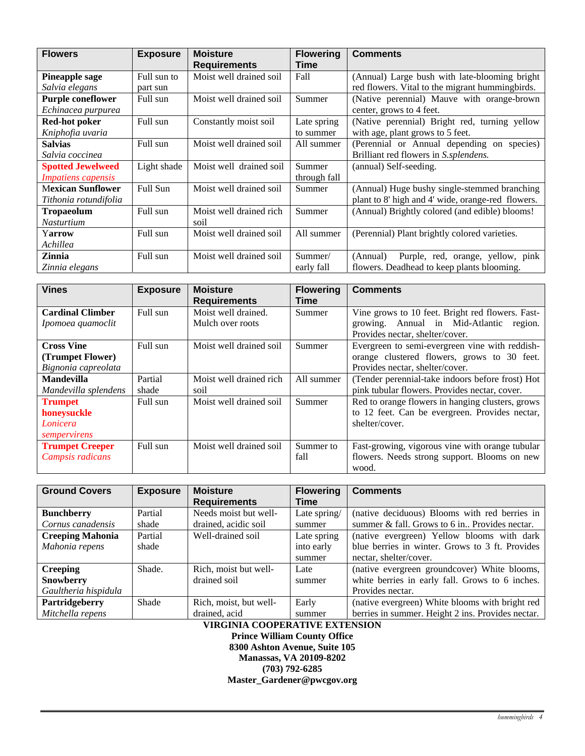| Flowers | Exposure | Moisture Requirements | Flowering Time | Comments |
|---|---|---|---|---|
| **Pineapple sage** *Salvia elegans* | Full sun to part sun | Moist well drained soil | Fall | (Annual) Large bush with late-blooming bright red flowers. Vital to the migrant hummingbirds. |
| **Purple coneflower** *Echinacea purpurea* | Full sun | Moist well drained soil | Summer | (Native perennial) Mauve with orange-brown center, grows to 4 feet. |
| **Red-hot poker** *Kniphofia uvaria* | Full sun | Constantly moist soil | Late spring to summer | (Native perennial) Bright red, turning yellow with age, plant grows to 5 feet. |
| **Salvias** *Salvia coccinea* | Full sun | Moist well drained soil | All summer | (Perennial or Annual depending on species) Brilliant red flowers in *S.splendens.* |
| **Spotted Jewelweed** *Impatiens capensis* | Light shade | Moist well drained soil | Summer through fall | (annual) Self-seeding. |
| **Mexican Sunflower** *Tithonia rotundifolia* | Full Sun | Moist well drained soil | Summer | (Annual) Huge bushy single-stemmed branching plant to 8' high and 4' wide, orange-red flowers. |
| **Tropaeolum** *Nasturtium* | Full sun | Moist well drained rich soil | Summer | (Annual) Brightly colored (and edible) blooms! |
| **Yarrow** *Achillea* | Full sun | Moist well drained soil | All summer | (Perennial) Plant brightly colored varieties. |
| **Zinnia** *Zinnia elegans* | Full sun | Moist well drained soil | Summer/ early fall | (Annual) Purple, red, orange, yellow, pink flowers. Deadhead to keep plants blooming. |

| Vines | Exposure | Moisture Requirements | Flowering Time | Comments |
|---|---|---|---|---|
| **Cardinal Climber** *Ipomoea quamoclit* | Full sun | Moist well drained. Mulch over roots | Summer | Vine grows to 10 feet. Bright red flowers. Fast-growing. Annual in Mid-Atlantic region. Provides nectar, shelter/cover. |
| **Cross Vine (Trumpet Flower)** *Bignonia capreolata* | Full sun | Moist well drained soil | Summer | Evergreen to semi-evergreen vine with reddish-orange clustered flowers, grows to 30 feet. Provides nectar, shelter/cover. |
| **Mandevilla** *Mandevilla splendens* | Partial shade | Moist well drained rich soil | All summer | (Tender perennial-take indoors before frost) Hot pink tubular flowers. Provides nectar, cover. |
| **Trumpet honeysuckle** *Lonicera sempervirens* | Full sun | Moist well drained soil | Summer | Red to orange flowers in hanging clusters, grows to 12 feet. Can be evergreen. Provides nectar, shelter/cover. |
| **Trumpet Creeper** *Campsis radicans* | Full sun | Moist well drained soil | Summer to fall | Fast-growing, vigorous vine with orange tubular flowers. Needs strong support. Blooms on new wood. |

| Ground Covers | Exposure | Moisture Requirements | Flowering Time | Comments |
|---|---|---|---|---|
| **Bunchberry** *Cornus canadensis* | Partial shade | Needs moist but well-drained, acidic soil | Late spring/ summer | (native deciduous) Blooms with red berries in summer & fall. Grows to 6 in.. Provides nectar. |
| **Creeping Mahonia** *Mahonia repens* | Partial shade | Well-drained soil | Late spring into early summer | (native evergreen) Yellow blooms with dark blue berries in winter. Grows to 3 ft. Provides nectar, shelter/cover. |
| **Creeping Snowberry** *Gaultheria hispidula* | Shade. | Rich, moist but well-drained soil | Late summer | (native evergreen groundcover) White blooms, white berries in early fall. Grows to 6 inches. Provides nectar. |
| **Partridgeberry** *Mitchella repens* | Shade | Rich, moist, but well-drained, acid | Early summer | (native evergreen) White blooms with bright red berries in summer. Height 2 ins. Provides nectar. |

**VIRGINIA COOPERATIVE EXTENSION**
**Prince William County Office**
**8300 Ashton Avenue, Suite 105**
**Manassas, VA 20109-8202**
**(703) 792-6285**
**Master_Gardener@pwcgov.org**